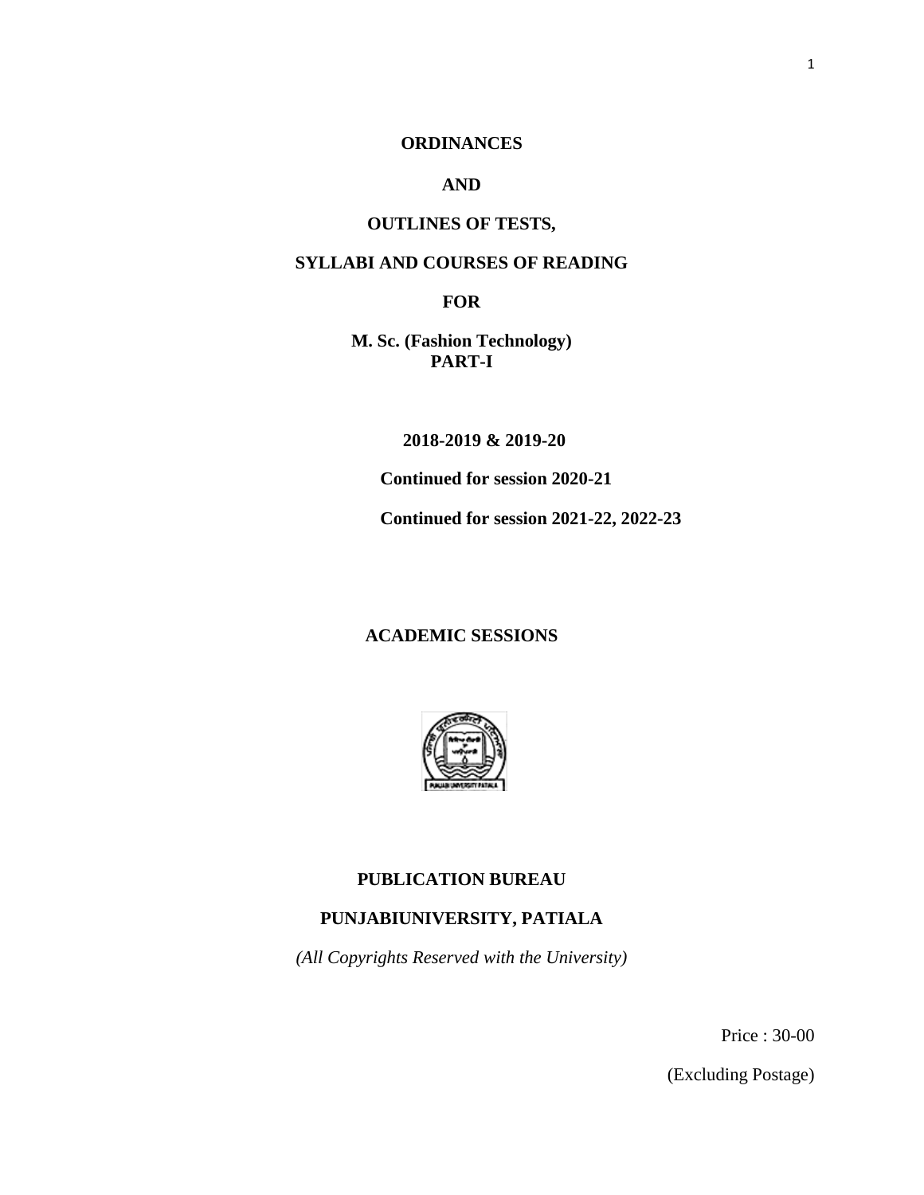**ORDINANCES**

**AND**

**OUTLINES OF TESTS,**

**SYLLABI AND COURSES OF READING**

**FOR**

**M. Sc. (Fashion Technology)**
**PART-I**

**2018-2019 & 2019-20**

**Continued for session 2020-21**

**Continued for session 2021-22, 2022-23**

**ACADEMIC SESSIONS**

**PUBLICATION BUREAU**

**PUNJABIUNIVERSITY, PATIALA**

*(All Copyrights Reserved with the University)*

Price : 30-00

(Excluding Postage)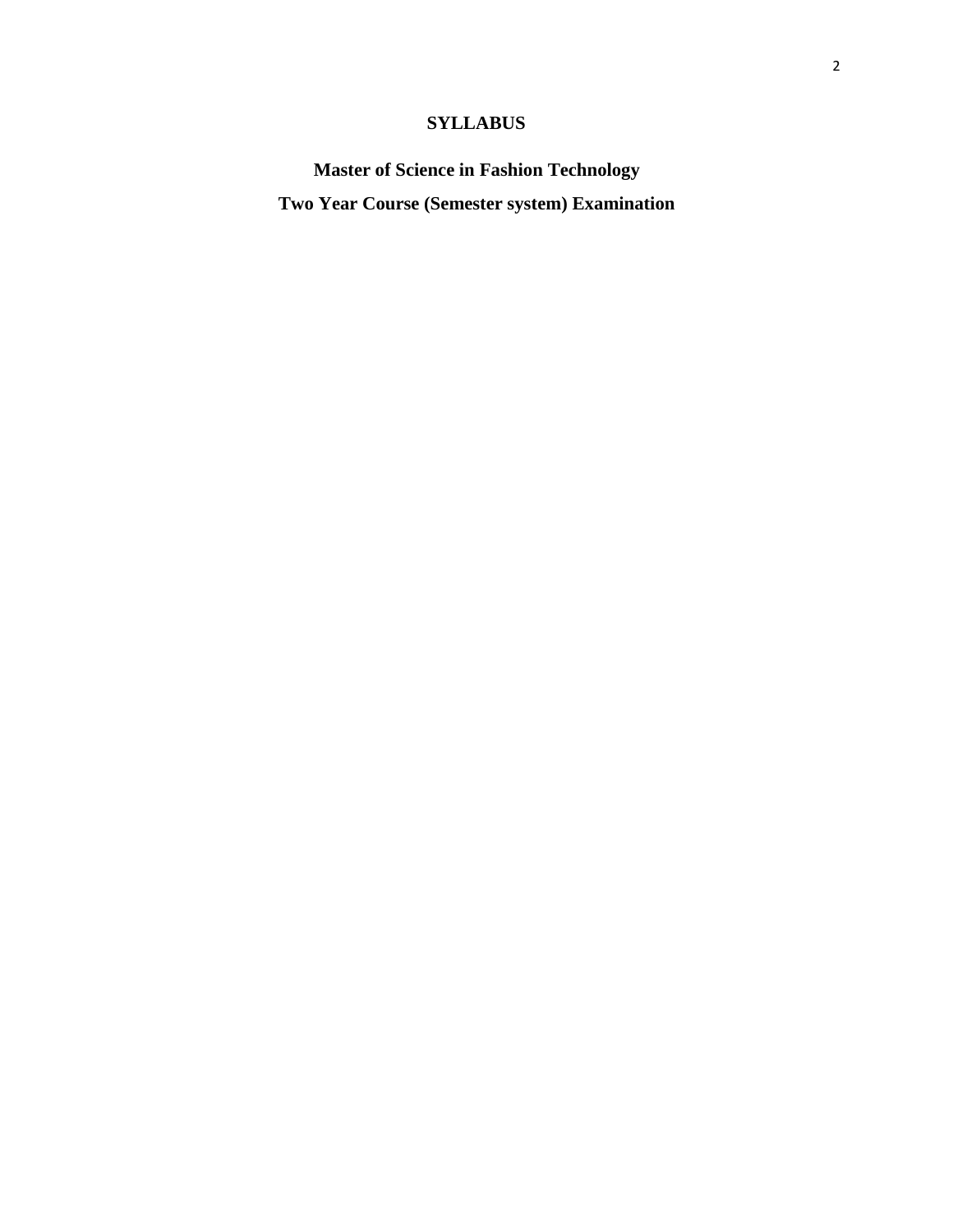# SYLLABUS

## Master of Science in Fashion Technology

## Two Year Course (Semester system) Examination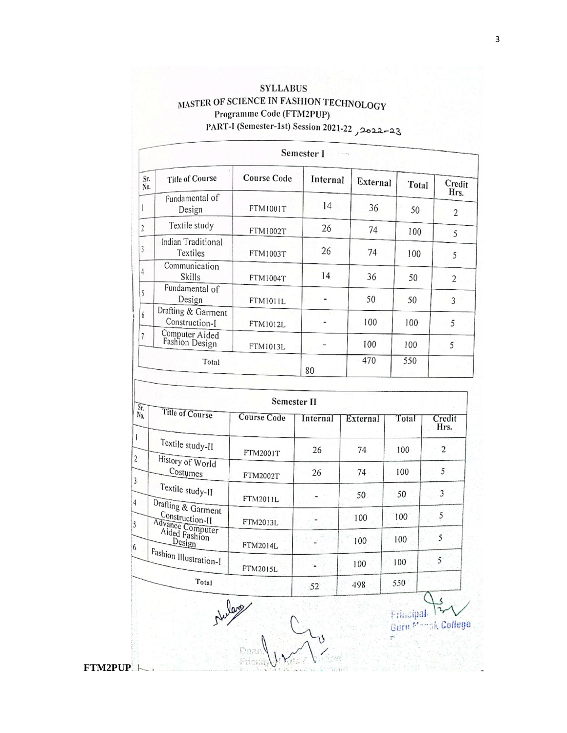# SYLLABUS

## MASTER OF SCIENCE IN FASHION TECHNOLOGY

### Programme Code (FTM2PUP)

### PART-I (Semester-1st) Session 2021-22 , 2022-23

**Semester I**

| Sr. No. | Title of Course | Course Code | Internal | External | Total | Credit Hrs. |
|---|---|---|---|---|---|---|
| 1 | Fundamental of Design | FTM1001T | 14 | 36 | 50 | 2 |
| 2 | Textile study | FTM1002T | 26 | 74 | 100 | 5 |
| 3 | Indian Traditional Textiles | FTM1003T | 26 | 74 | 100 | 5 |
| 4 | Communication Skills | FTM1004T | 14 | 36 | 50 | 2 |
| 5 | Fundamental of Design | FTM1011L | - | 50 | 50 | 3 |
| 6 | Drafting & Garment Construction-I | FTM1012L | - | 100 | 100 | 5 |
| 7 | Computer Aided Fashion Design | FTM1013L | - | 100 | 100 | 5 |
| | Total | | 80 | 470 | 550 | |

**Semester II**

| Sr. No. | Title of Course | Course Code | Internal | External | Total | Credit Hrs. |
|---|---|---|---|---|---|---|
| 1 | Textile study-II | FTM2001T | 26 | 74 | 100 | 2 |
| 2 | History of World Costumes | FTM2002T | 26 | 74 | 100 | 5 |
| 3 | Textile study-II | FTM2011L | - | 50 | 50 | 3 |
| 4 | Drafting & Garment Construction-II | FTM2013L | - | 100 | 100 | 5 |
| 5 | Advance Computer Aided Fashion Design | FTM2014L | - | 100 | 100 | 5 |
| 6 | Fashion Illustration-I | FTM2015L | - | 100 | 100 | 5 |
| | Total | | 52 | 498 | 550 | |

Principal
Guru Nanak College

Dean
Faculty of ...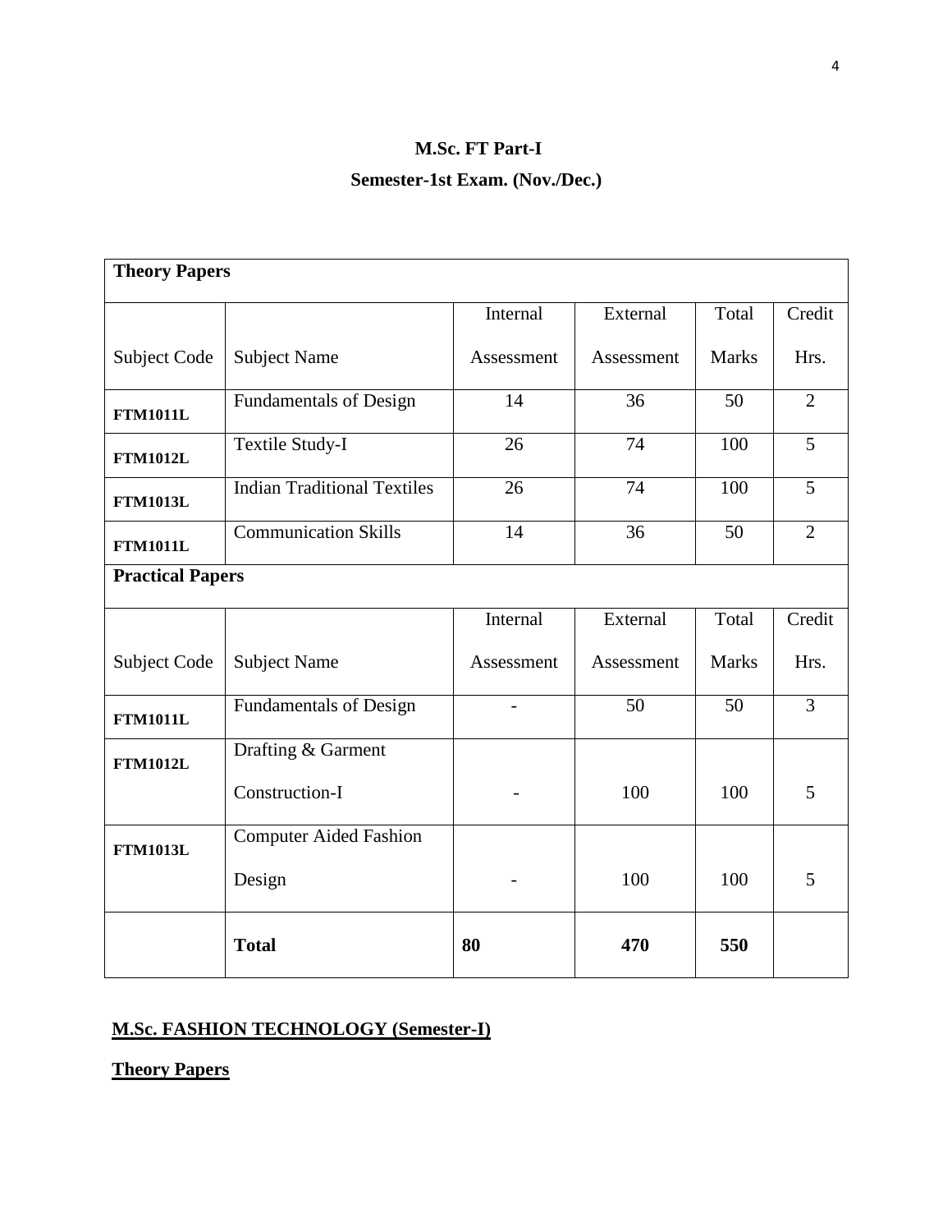## M.Sc. FT Part-I

## Semester-1st Exam. (Nov./Dec.)

| **Theory Papers** | | | | | |
|---|---|---|---|---|---|
| Subject Code | Subject Name | Internal Assessment | External Assessment | Total Marks | Credit Hrs. |
| **FTM1011L** | Fundamentals of Design | 14 | 36 | 50 | 2 |
| **FTM1012L** | Textile Study-I | 26 | 74 | 100 | 5 |
| **FTM1013L** | Indian Traditional Textiles | 26 | 74 | 100 | 5 |
| **FTM1011L** | Communication Skills | 14 | 36 | 50 | 2 |
| **Practical Papers** | | | | | |
| Subject Code | Subject Name | Internal Assessment | External Assessment | Total Marks | Credit Hrs. |
| **FTM1011L** | Fundamentals of Design | - | 50 | 50 | 3 |
| **FTM1012L** | Drafting & Garment Construction-I | - | 100 | 100 | 5 |
| **FTM1013L** | Computer Aided Fashion Design | - | 100 | 100 | 5 |
| | **Total** | **80** | **470** | **550** | |

**M.Sc. FASHION TECHNOLOGY (Semester-I)**

**Theory Papers**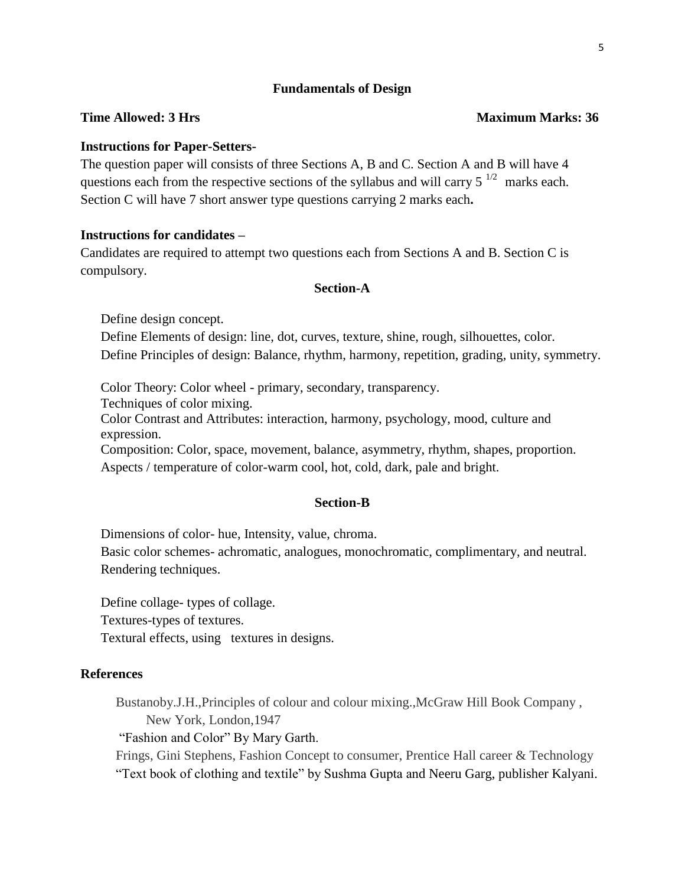## Fundamentals of Design

**Time Allowed: 3 Hrs** **Maximum Marks: 36**

**Instructions for Paper-Setters-**

The question paper will consists of three Sections A, B and C. Section A and B will have 4 questions each from the respective sections of the syllabus and will carry 5 $^{1/2}$ marks each. Section C will have 7 short answer type questions carrying 2 marks each**.**

**Instructions for candidates –**

Candidates are required to attempt two questions each from Sections A and B. Section C is compulsory.

### Section-A

Define design concept.
Define Elements of design: line, dot, curves, texture, shine, rough, silhouettes, color.
Define Principles of design: Balance, rhythm, harmony, repetition, grading, unity, symmetry.

Color Theory: Color wheel - primary, secondary, transparency.
Techniques of color mixing.
Color Contrast and Attributes: interaction, harmony, psychology, mood, culture and expression.
Composition: Color, space, movement, balance, asymmetry, rhythm, shapes, proportion.
Aspects / temperature of color-warm cool, hot, cold, dark, pale and bright.

### Section-B

Dimensions of color- hue, Intensity, value, chroma.
Basic color schemes- achromatic, analogues, monochromatic, complimentary, and neutral.
Rendering techniques.

Define collage- types of collage.
Textures-types of textures.
Textural effects, using textures in designs.

### References

Bustanoby.J.H.,Principles of colour and colour mixing.,McGraw Hill Book Company , New York, London,1947
"Fashion and Color" By Mary Garth.
Frings, Gini Stephens, Fashion Concept to consumer, Prentice Hall career & Technology
"Text book of clothing and textile" by Sushma Gupta and Neeru Garg, publisher Kalyani.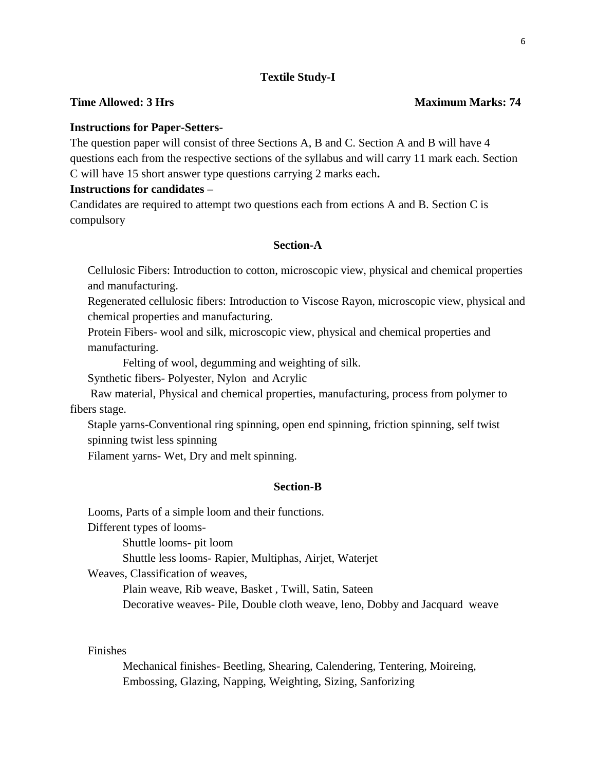## Textile Study-I

**Time Allowed: 3 Hrs** **Maximum Marks: 74**

**Instructions for Paper-Setters**-

The question paper will consist of three Sections A, B and C. Section A and B will have 4 questions each from the respective sections of the syllabus and will carry 11 mark each. Section C will have 15 short answer type questions carrying 2 marks each**.**

**Instructions for candidates –**

Candidates are required to attempt two questions each from ections A and B. Section C is compulsory

### Section-A

Cellulosic Fibers: Introduction to cotton, microscopic view, physical and chemical properties and manufacturing.

Regenerated cellulosic fibers: Introduction to Viscose Rayon, microscopic view, physical and chemical properties and manufacturing.

Protein Fibers- wool and silk, microscopic view, physical and chemical properties and manufacturing.

Felting of wool, degumming and weighting of silk.

Synthetic fibers- Polyester, Nylon and Acrylic

Raw material, Physical and chemical properties, manufacturing, process from polymer to fibers stage.

Staple yarns-Conventional ring spinning, open end spinning, friction spinning, self twist spinning twist less spinning

Filament yarns- Wet, Dry and melt spinning.

### Section-B

Looms, Parts of a simple loom and their functions.

Different types of looms-

Shuttle looms- pit loom

Shuttle less looms- Rapier, Multiphas, Airjet, Waterjet

Weaves, Classification of weaves,

Plain weave, Rib weave, Basket , Twill, Satin, Sateen

Decorative weaves- Pile, Double cloth weave, leno, Dobby and Jacquard weave

Finishes

Mechanical finishes- Beetling, Shearing, Calendering, Tentering, Moireing, Embossing, Glazing, Napping, Weighting, Sizing, Sanforizing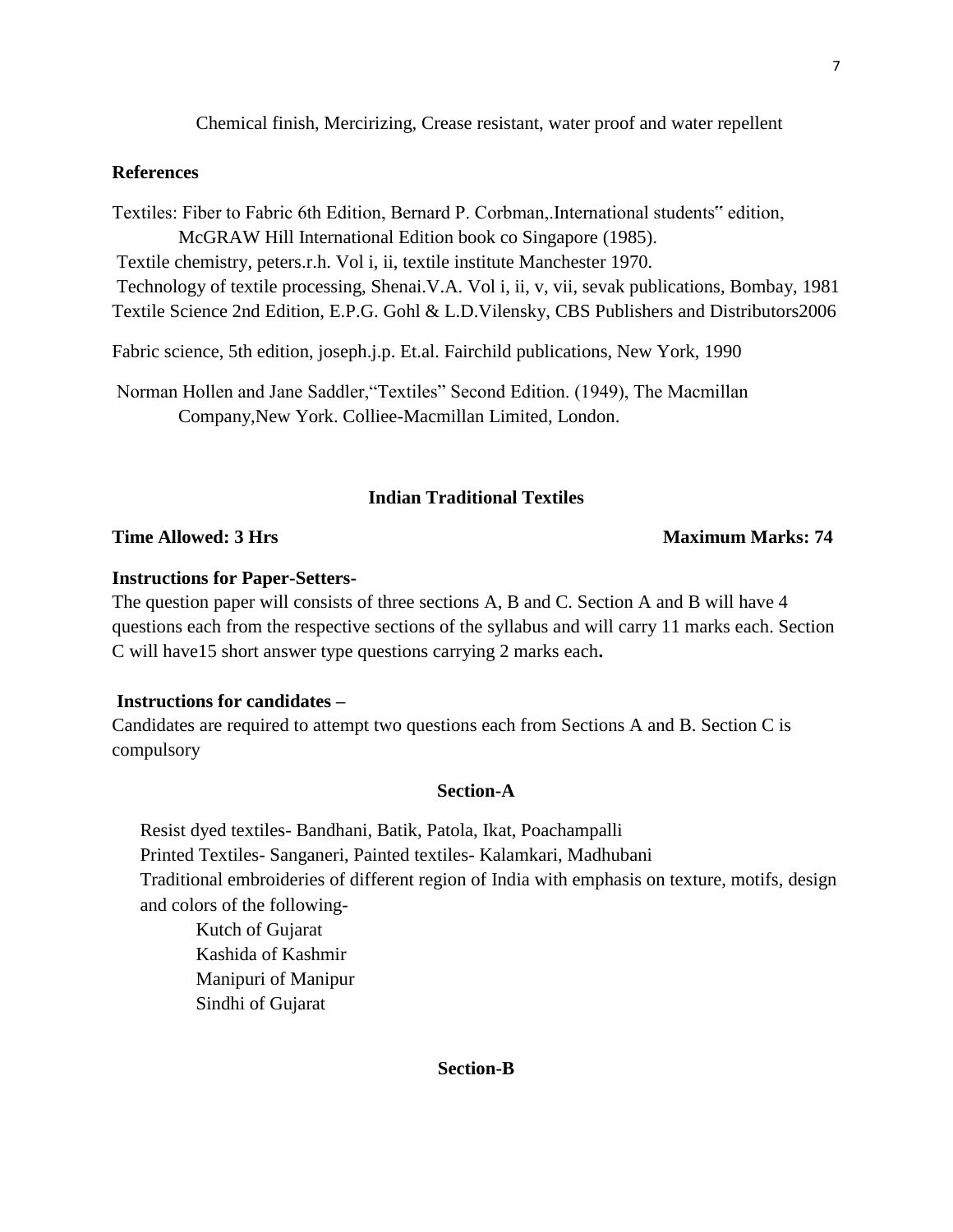Chemical finish, Mercirizing, Crease resistant, water proof and water repellent

**References**

Textiles: Fiber to Fabric 6th Edition, Bernard P. Corbman,.International students" edition, McGRAW Hill International Edition book co Singapore (1985).

Textile chemistry, peters.r.h. Vol i, ii, textile institute Manchester 1970.

Technology of textile processing, Shenai.V.A. Vol i, ii, v, vii, sevak publications, Bombay, 1981

Textile Science 2nd Edition, E.P.G. Gohl & L.D.Vilensky, CBS Publishers and Distributors2006

Fabric science, 5th edition, joseph.j.p. Et.al. Fairchild publications, New York, 1990

Norman Hollen and Jane Saddler,"Textiles" Second Edition. (1949), The Macmillan Company,New York. Colliee-Macmillan Limited, London.

## Indian Traditional Textiles

**Time Allowed: 3 Hrs** **Maximum Marks: 74**

**Instructions for Paper-Setters**-

The question paper will consists of three sections A, B and C. Section A and B will have 4 questions each from the respective sections of the syllabus and will carry 11 marks each. Section C will have15 short answer type questions carrying 2 marks each**.**

**Instructions for candidates –**

Candidates are required to attempt two questions each from Sections A and B. Section C is compulsory

### Section-A

Resist dyed textiles- Bandhani, Batik, Patola, Ikat, Poachampalli

Printed Textiles- Sanganeri, Painted textiles- Kalamkari, Madhubani

Traditional embroideries of different region of India with emphasis on texture, motifs, design and colors of the following-

- Kutch of Gujarat
- Kashida of Kashmir
- Manipuri of Manipur
- Sindhi of Gujarat

### Section-B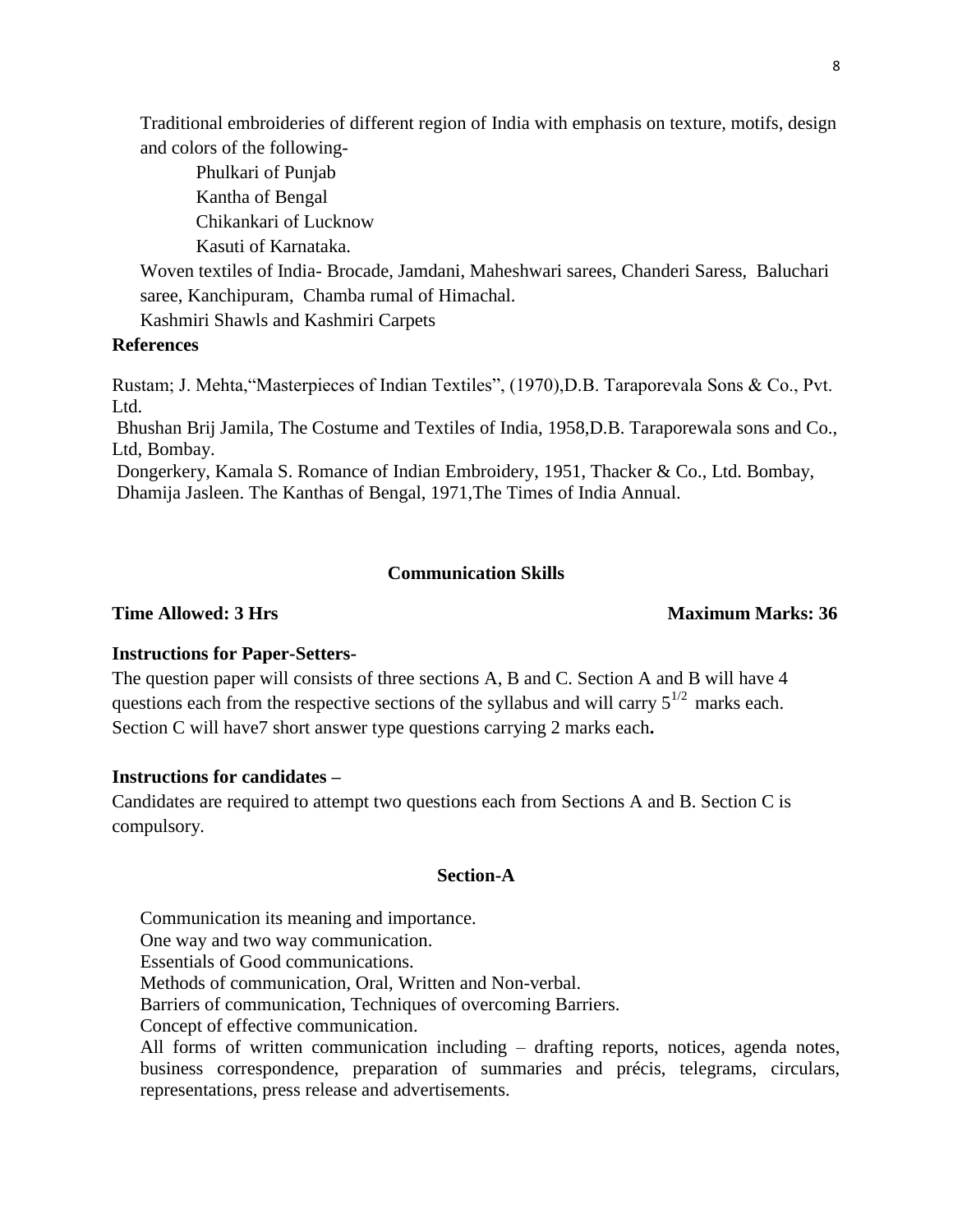Traditional embroideries of different region of India with emphasis on texture, motifs, design and colors of the following-

- Phulkari of Punjab
- Kantha of Bengal
- Chikankari of Lucknow
- Kasuti of Karnataka.

Woven textiles of India- Brocade, Jamdani, Maheshwari sarees, Chanderi Saress, Baluchari saree, Kanchipuram, Chamba rumal of Himachal.

Kashmiri Shawls and Kashmiri Carpets

**References**

Rustam; J. Mehta,"Masterpieces of Indian Textiles", (1970),D.B. Taraporevala Sons & Co., Pvt. Ltd.

Bhushan Brij Jamila, The Costume and Textiles of India, 1958,D.B. Taraporewala sons and Co., Ltd, Bombay.

Dongerkery, Kamala S. Romance of Indian Embroidery, 1951, Thacker & Co., Ltd. Bombay,

Dhamija Jasleen. The Kanthas of Bengal, 1971,The Times of India Annual.

## Communication Skills

**Time Allowed: 3 Hrs** **Maximum Marks: 36**

**Instructions for Paper-Setters-**

The question paper will consists of three sections A, B and C. Section A and B will have 4 questions each from the respective sections of the syllabus and will carry $5^{1/2}$ marks each. Section C will have7 short answer type questions carrying 2 marks each**.**

**Instructions for candidates –**

Candidates are required to attempt two questions each from Sections A and B. Section C is compulsory.

### Section-A

Communication its meaning and importance.

One way and two way communication.

Essentials of Good communications.

Methods of communication, Oral, Written and Non-verbal.

Barriers of communication, Techniques of overcoming Barriers.

Concept of effective communication.

All forms of written communication including – drafting reports, notices, agenda notes, business correspondence, preparation of summaries and précis, telegrams, circulars, representations, press release and advertisements.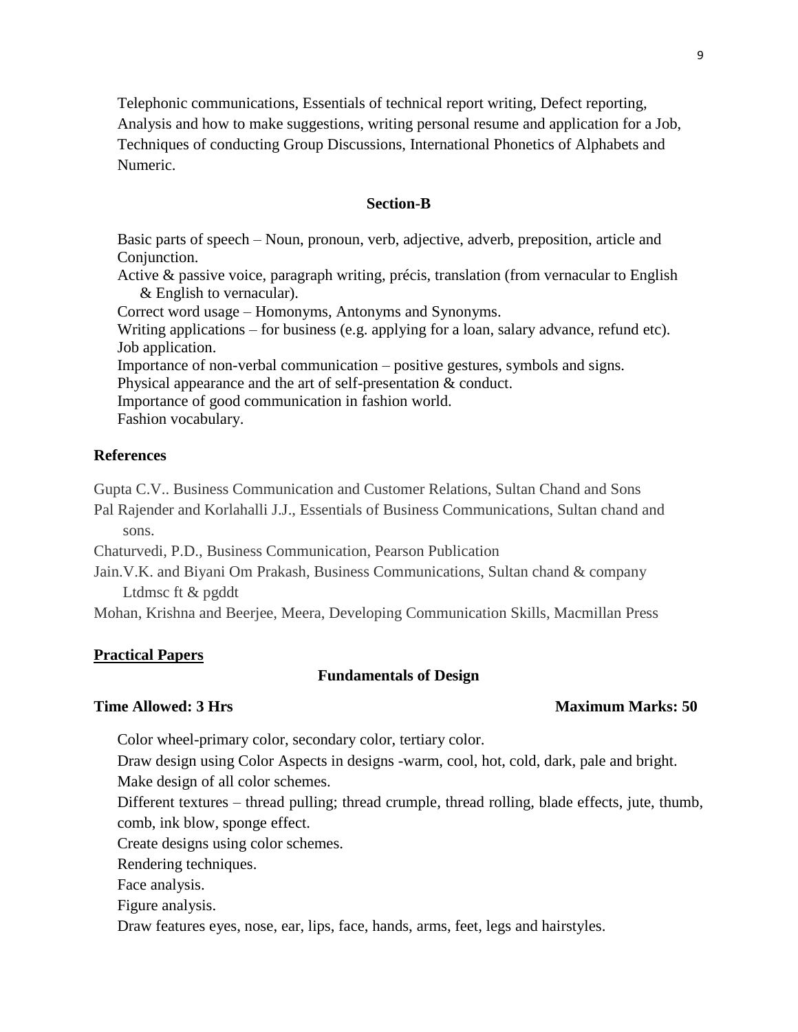Telephonic communications, Essentials of technical report writing, Defect reporting, Analysis and how to make suggestions, writing personal resume and application for a Job, Techniques of conducting Group Discussions, International Phonetics of Alphabets and Numeric.

### Section-B

Basic parts of speech – Noun, pronoun, verb, adjective, adverb, preposition, article and Conjunction.

Active & passive voice, paragraph writing, précis, translation (from vernacular to English & English to vernacular).

Correct word usage – Homonyms, Antonyms and Synonyms.

Writing applications – for business (e.g. applying for a loan, salary advance, refund etc). Job application.

Importance of non-verbal communication – positive gestures, symbols and signs.

Physical appearance and the art of self-presentation & conduct.

Importance of good communication in fashion world.

Fashion vocabulary.

### References

Gupta C.V.. Business Communication and Customer Relations, Sultan Chand and Sons

Pal Rajender and Korlahalli J.J., Essentials of Business Communications, Sultan chand and sons.

Chaturvedi, P.D., Business Communication, Pearson Publication

Jain.V.K. and Biyani Om Prakash, Business Communications, Sultan chand & company Ltdmsc ft & pgddt

Mohan, Krishna and Beerjee, Meera, Developing Communication Skills, Macmillan Press

## Practical Papers

### Fundamentals of Design

**Time Allowed: 3 Hrs** **Maximum Marks: 50**

Color wheel-primary color, secondary color, tertiary color.

Draw design using Color Aspects in designs -warm, cool, hot, cold, dark, pale and bright.

Make design of all color schemes.

Different textures – thread pulling; thread crumple, thread rolling, blade effects, jute, thumb, comb, ink blow, sponge effect.

Create designs using color schemes.

Rendering techniques.

Face analysis.

Figure analysis.

Draw features eyes, nose, ear, lips, face, hands, arms, feet, legs and hairstyles.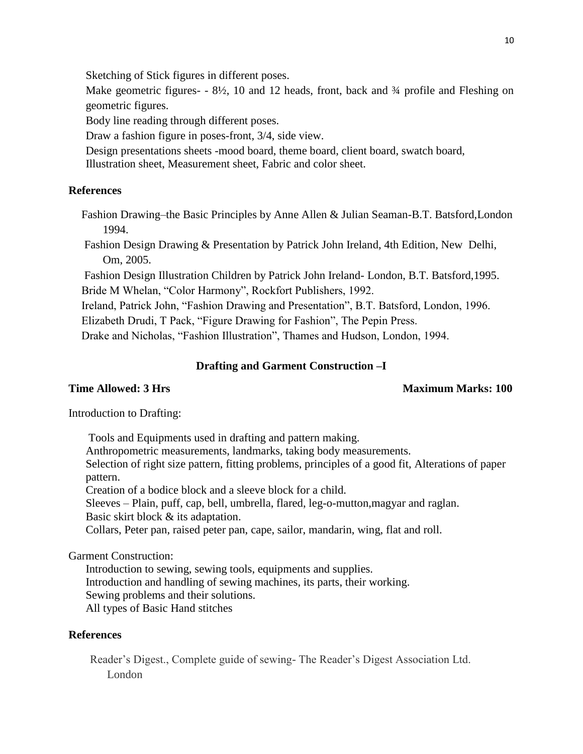Sketching of Stick figures in different poses.

Make geometric figures- - 8½, 10 and 12 heads, front, back and ¾ profile and Fleshing on geometric figures.

Body line reading through different poses.

Draw a fashion figure in poses-front, 3/4, side view.

Design presentations sheets -mood board, theme board, client board, swatch board, Illustration sheet, Measurement sheet, Fabric and color sheet.

**References**

Fashion Drawing–the Basic Principles by Anne Allen & Julian Seaman-B.T. Batsford,London 1994.

Fashion Design Drawing & Presentation by Patrick John Ireland, 4th Edition, New Delhi, Om, 2005.

Fashion Design Illustration Children by Patrick John Ireland- London, B.T. Batsford,1995.

Bride M Whelan, "Color Harmony", Rockfort Publishers, 1992.

Ireland, Patrick John, "Fashion Drawing and Presentation", B.T. Batsford, London, 1996.

Elizabeth Drudi, T Pack, "Figure Drawing for Fashion", The Pepin Press.

Drake and Nicholas, "Fashion Illustration", Thames and Hudson, London, 1994.

## Drafting and Garment Construction –I

**Time Allowed: 3 Hrs** **Maximum Marks: 100**

Introduction to Drafting:

Tools and Equipments used in drafting and pattern making.

Anthropometric measurements, landmarks, taking body measurements.

Selection of right size pattern, fitting problems, principles of a good fit, Alterations of paper pattern.

Creation of a bodice block and a sleeve block for a child.

Sleeves – Plain, puff, cap, bell, umbrella, flared, leg-o-mutton,magyar and raglan.

Basic skirt block & its adaptation.

Collars, Peter pan, raised peter pan, cape, sailor, mandarin, wing, flat and roll.

Garment Construction:

Introduction to sewing, sewing tools, equipments and supplies.

Introduction and handling of sewing machines, its parts, their working.

Sewing problems and their solutions.

All types of Basic Hand stitches

**References**

Reader's Digest., Complete guide of sewing- The Reader's Digest Association Ltd. London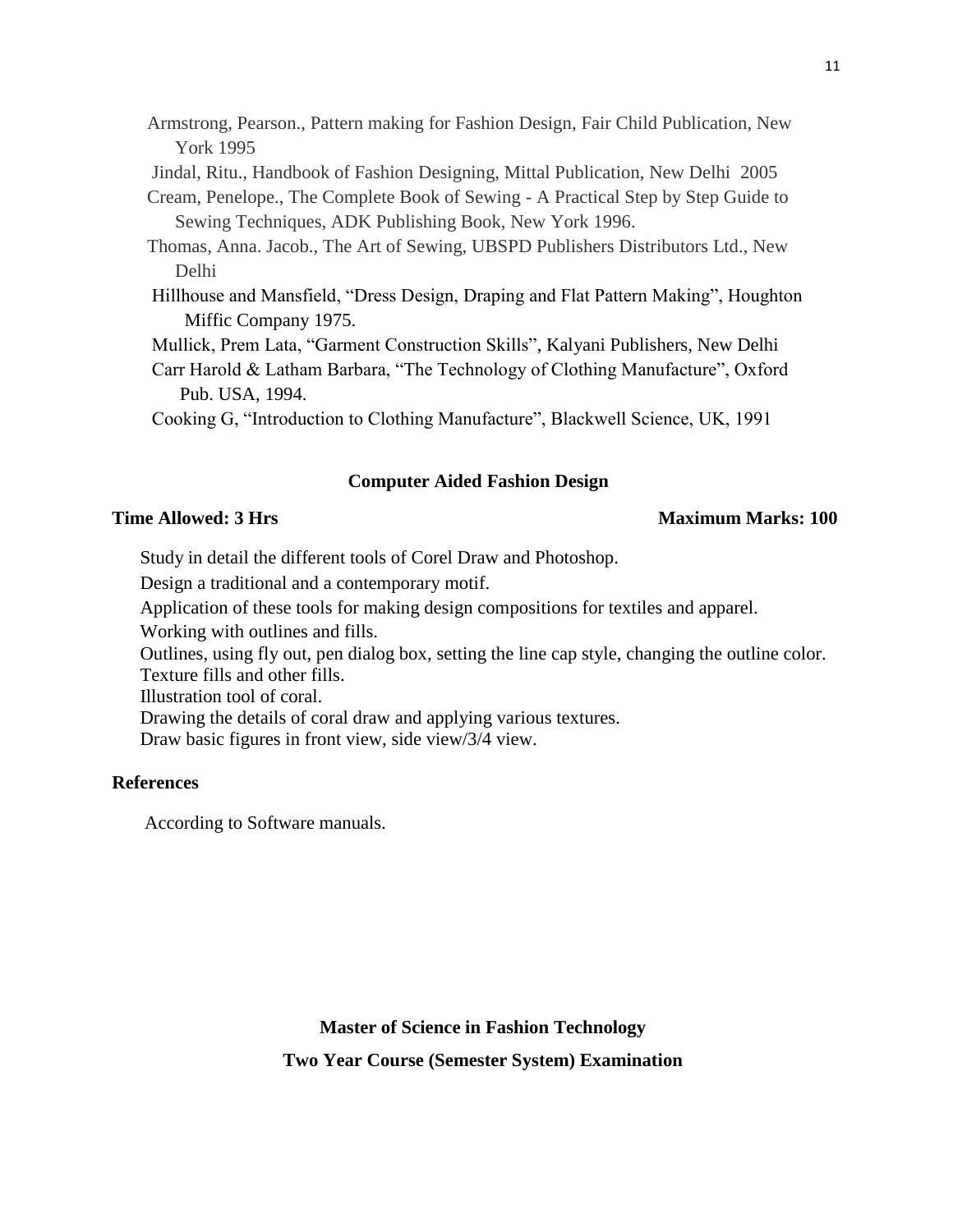Armstrong, Pearson., Pattern making for Fashion Design, Fair Child Publication, New York 1995

Jindal, Ritu., Handbook of Fashion Designing, Mittal Publication, New Delhi 2005

Cream, Penelope., The Complete Book of Sewing - A Practical Step by Step Guide to Sewing Techniques, ADK Publishing Book, New York 1996.

Thomas, Anna. Jacob., The Art of Sewing, UBSPD Publishers Distributors Ltd., New Delhi

Hillhouse and Mansfield, "Dress Design, Draping and Flat Pattern Making", Houghton Miffic Company 1975.

Mullick, Prem Lata, "Garment Construction Skills", Kalyani Publishers, New Delhi

Carr Harold & Latham Barbara, "The Technology of Clothing Manufacture", Oxford Pub. USA, 1994.

Cooking G, "Introduction to Clothing Manufacture", Blackwell Science, UK, 1991

## Computer Aided Fashion Design

**Time Allowed: 3 Hrs** **Maximum Marks: 100**

Study in detail the different tools of Corel Draw and Photoshop.

Design a traditional and a contemporary motif.

Application of these tools for making design compositions for textiles and apparel.

Working with outlines and fills.

Outlines, using fly out, pen dialog box, setting the line cap style, changing the outline color.

Texture fills and other fills.

Illustration tool of coral.

Drawing the details of coral draw and applying various textures.

Draw basic figures in front view, side view/3/4 view.

### References

According to Software manuals.

## Master of Science in Fashion Technology

## Two Year Course (Semester System) Examination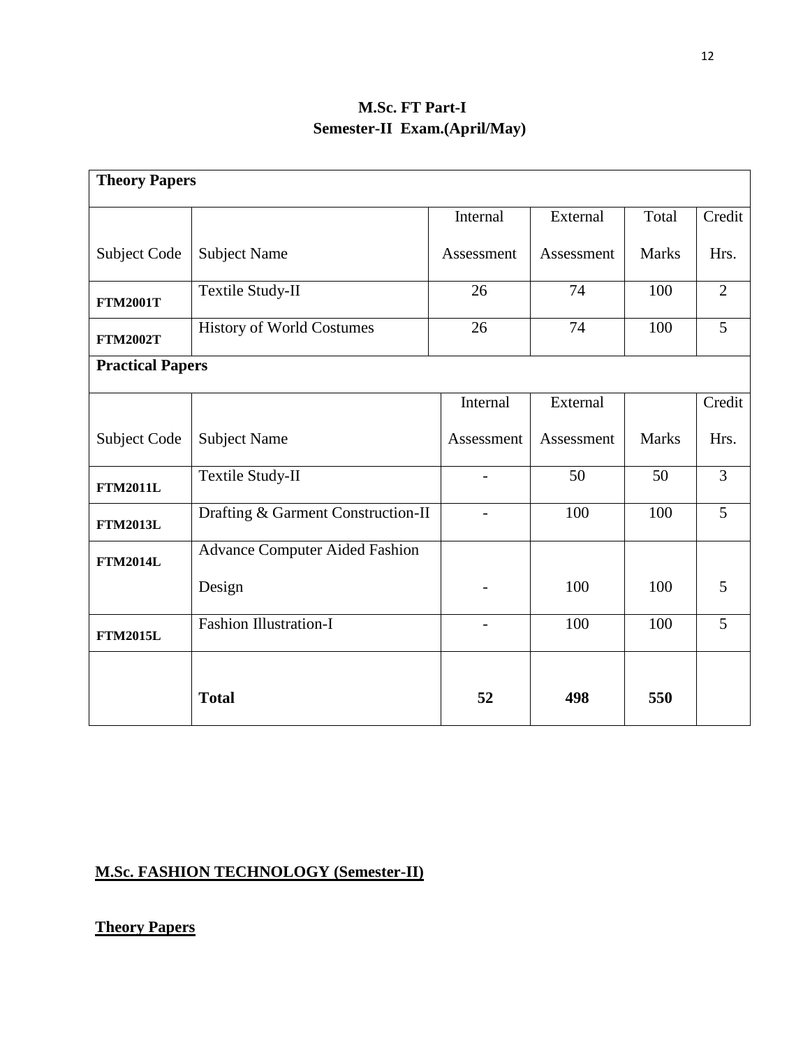**M.Sc. FT Part-I**
**Semester-II Exam.(April/May)**

| **Theory Papers** | | | | | |
|---|---|---|---|---|---|
| Subject Code | Subject Name | Internal Assessment | External Assessment | Total Marks | Credit Hrs. |
| **FTM2001T** | Textile Study-II | 26 | 74 | 100 | 2 |
| **FTM2002T** | History of World Costumes | 26 | 74 | 100 | 5 |
| **Practical Papers** | | | | | |
| Subject Code | Subject Name | Internal Assessment | External Assessment | Marks | Credit Hrs. |
| **FTM2011L** | Textile Study-II | - | 50 | 50 | 3 |
| **FTM2013L** | Drafting & Garment Construction-II | - | 100 | 100 | 5 |
| **FTM2014L** | Advance Computer Aided Fashion Design | - | 100 | 100 | 5 |
| **FTM2015L** | Fashion Illustration-I | - | 100 | 100 | 5 |
| | **Total** | **52** | **498** | **550** | |

**M.Sc. FASHION TECHNOLOGY (Semester-II)**

**Theory Papers**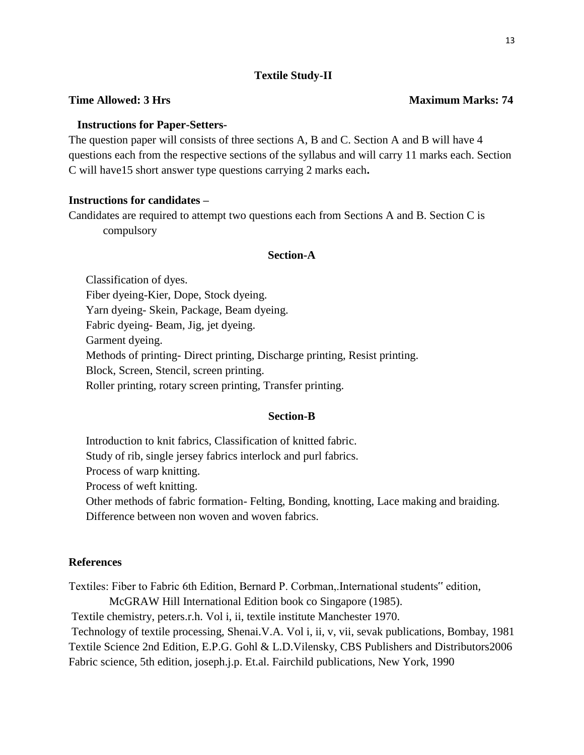## Textile Study-II

**Time Allowed: 3 Hrs** **Maximum Marks: 74**

**Instructions for Paper-Setters-**

The question paper will consists of three sections A, B and C. Section A and B will have 4 questions each from the respective sections of the syllabus and will carry 11 marks each. Section C will have15 short answer type questions carrying 2 marks each**.**

**Instructions for candidates –**

Candidates are required to attempt two questions each from Sections A and B. Section C is compulsory

### Section-A

Classification of dyes.
Fiber dyeing-Kier, Dope, Stock dyeing.
Yarn dyeing- Skein, Package, Beam dyeing.
Fabric dyeing- Beam, Jig, jet dyeing.
Garment dyeing.
Methods of printing- Direct printing, Discharge printing, Resist printing.
Block, Screen, Stencil, screen printing.
Roller printing, rotary screen printing, Transfer printing.

### Section-B

Introduction to knit fabrics, Classification of knitted fabric.
Study of rib, single jersey fabrics interlock and purl fabrics.
Process of warp knitting.
Process of weft knitting.
Other methods of fabric formation- Felting, Bonding, knotting, Lace making and braiding.
Difference between non woven and woven fabrics.

**References**

Textiles: Fiber to Fabric 6th Edition, Bernard P. Corbman,.International students" edition, McGRAW Hill International Edition book co Singapore (1985).
Textile chemistry, peters.r.h. Vol i, ii, textile institute Manchester 1970.
Technology of textile processing, Shenai.V.A. Vol i, ii, v, vii, sevak publications, Bombay, 1981
Textile Science 2nd Edition, E.P.G. Gohl & L.D.Vilensky, CBS Publishers and Distributors2006
Fabric science, 5th edition, joseph.j.p. Et.al. Fairchild publications, New York, 1990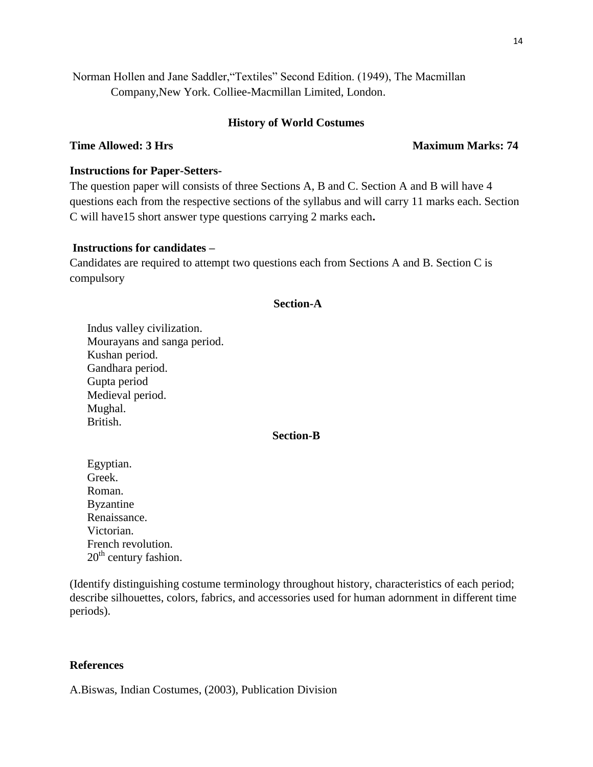Norman Hollen and Jane Saddler,"Textiles" Second Edition. (1949), The Macmillan Company,New York. Colliee-Macmillan Limited, London.

## History of World Costumes

**Time Allowed: 3 Hrs** **Maximum Marks: 74**

**Instructions for Paper-Setters-**

The question paper will consists of three Sections A, B and C. Section A and B will have 4 questions each from the respective sections of the syllabus and will carry 11 marks each. Section C will have15 short answer type questions carrying 2 marks each**.**

**Instructions for candidates –**

Candidates are required to attempt two questions each from Sections A and B. Section C is compulsory

### Section-A

Indus valley civilization.
Mourayans and sanga period.
Kushan period.
Gandhara period.
Gupta period
Medieval period.
Mughal.
British.

### Section-B

Egyptian.
Greek.
Roman.
Byzantine
Renaissance.
Victorian.
French revolution.
20th century fashion.

(Identify distinguishing costume terminology throughout history, characteristics of each period; describe silhouettes, colors, fabrics, and accessories used for human adornment in different time periods).

**References**

A.Biswas, Indian Costumes, (2003), Publication Division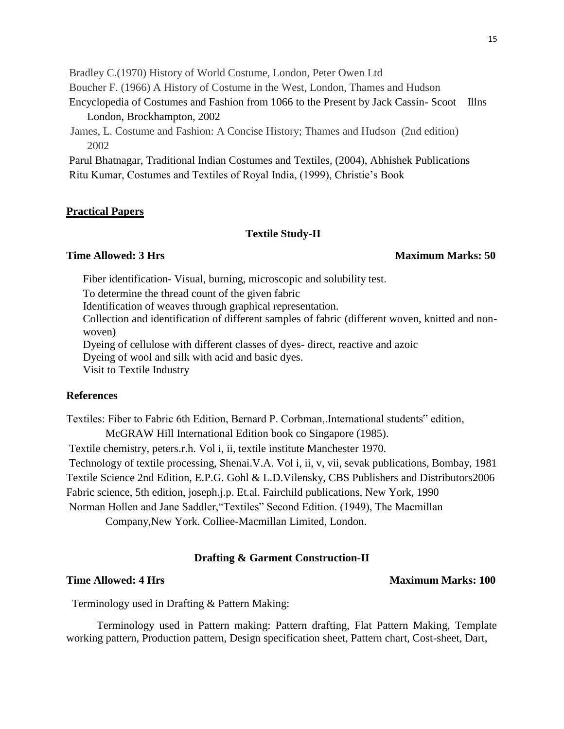Bradley C.(1970) History of World Costume, London, Peter Owen Ltd

Boucher F. (1966) A History of Costume in the West, London, Thames and Hudson

Encyclopedia of Costumes and Fashion from 1066 to the Present by Jack Cassin- Scoot Illns London, Brockhampton, 2002

James, L. Costume and Fashion: A Concise History; Thames and Hudson (2nd edition) 2002

Parul Bhatnagar, Traditional Indian Costumes and Textiles, (2004), Abhishek Publications

Ritu Kumar, Costumes and Textiles of Royal India, (1999), Christie's Book

## Practical Papers

### Textile Study-II

**Time Allowed: 3 Hrs** **Maximum Marks: 50**

Fiber identification- Visual, burning, microscopic and solubility test.

To determine the thread count of the given fabric

Identification of weaves through graphical representation.

Collection and identification of different samples of fabric (different woven, knitted and non-woven)

Dyeing of cellulose with different classes of dyes- direct, reactive and azoic

Dyeing of wool and silk with acid and basic dyes.

Visit to Textile Industry

**References**

Textiles: Fiber to Fabric 6th Edition, Bernard P. Corbman,.International students" edition, McGRAW Hill International Edition book co Singapore (1985).

Textile chemistry, peters.r.h. Vol i, ii, textile institute Manchester 1970.

Technology of textile processing, Shenai.V.A. Vol i, ii, v, vii, sevak publications, Bombay, 1981

Textile Science 2nd Edition, E.P.G. Gohl & L.D.Vilensky, CBS Publishers and Distributors2006

Fabric science, 5th edition, joseph.j.p. Et.al. Fairchild publications, New York, 1990

Norman Hollen and Jane Saddler,"Textiles" Second Edition. (1949), The Macmillan Company,New York. Colliee-Macmillan Limited, London.

### Drafting & Garment Construction-II

**Time Allowed: 4 Hrs** **Maximum Marks: 100**

Terminology used in Drafting & Pattern Making:

Terminology used in Pattern making: Pattern drafting, Flat Pattern Making, Template working pattern, Production pattern, Design specification sheet, Pattern chart, Cost-sheet, Dart,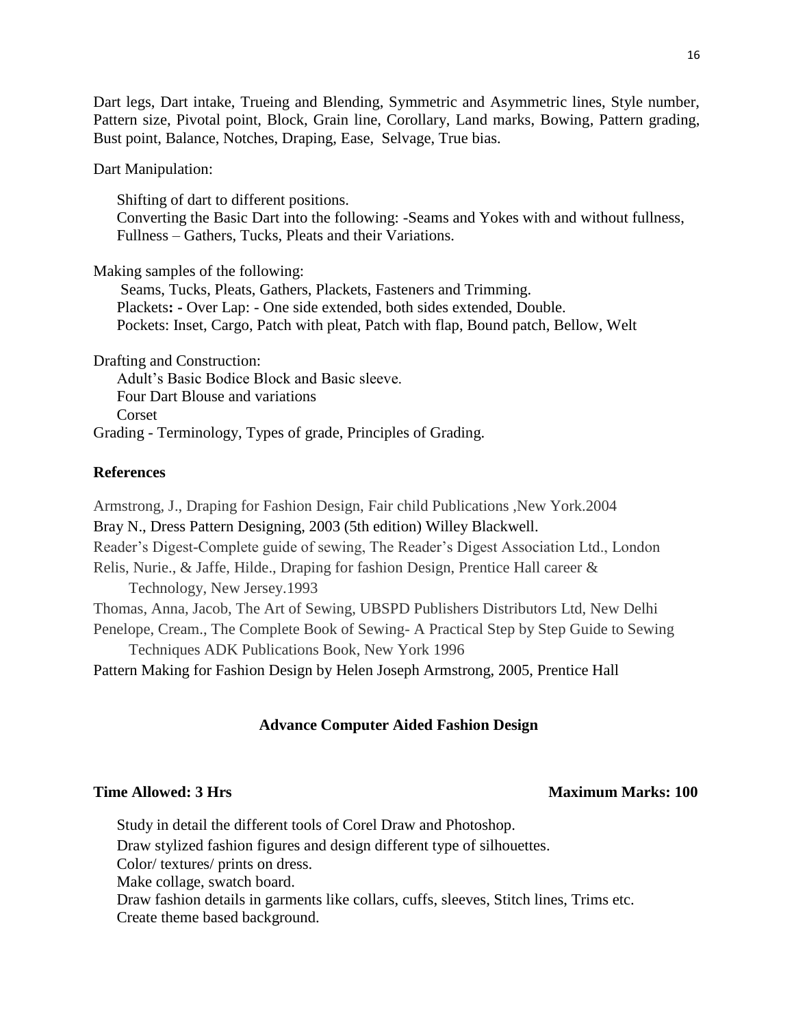Dart legs, Dart intake, Trueing and Blending, Symmetric and Asymmetric lines, Style number, Pattern size, Pivotal point, Block, Grain line, Corollary, Land marks, Bowing, Pattern grading, Bust point, Balance, Notches, Draping, Ease, Selvage, True bias.

Dart Manipulation:

Shifting of dart to different positions.
Converting the Basic Dart into the following: -Seams and Yokes with and without fullness, Fullness – Gathers, Tucks, Pleats and their Variations.

Making samples of the following:

Seams, Tucks, Pleats, Gathers, Plackets, Fasteners and Trimming.
Plackets: - Over Lap: - One side extended, both sides extended, Double.
Pockets: Inset, Cargo, Patch with pleat, Patch with flap, Bound patch, Bellow, Welt

Drafting and Construction:

Adult's Basic Bodice Block and Basic sleeve.
Four Dart Blouse and variations
Corset

Grading - Terminology, Types of grade, Principles of Grading.

**References**

Armstrong, J., Draping for Fashion Design, Fair child Publications ,New York.2004

Bray N., Dress Pattern Designing, 2003 (5th edition) Willey Blackwell.

Reader's Digest-Complete guide of sewing, The Reader's Digest Association Ltd., London

Relis, Nurie., & Jaffe, Hilde., Draping for fashion Design, Prentice Hall career & Technology, New Jersey.1993

Thomas, Anna, Jacob, The Art of Sewing, UBSPD Publishers Distributors Ltd, New Delhi

Penelope, Cream., The Complete Book of Sewing- A Practical Step by Step Guide to Sewing Techniques ADK Publications Book, New York 1996

Pattern Making for Fashion Design by Helen Joseph Armstrong, 2005, Prentice Hall

## Advance Computer Aided Fashion Design

**Time Allowed: 3 Hrs** **Maximum Marks: 100**

Study in detail the different tools of Corel Draw and Photoshop.
Draw stylized fashion figures and design different type of silhouettes.
Color/ textures/ prints on dress.
Make collage, swatch board.
Draw fashion details in garments like collars, cuffs, sleeves, Stitch lines, Trims etc.
Create theme based background.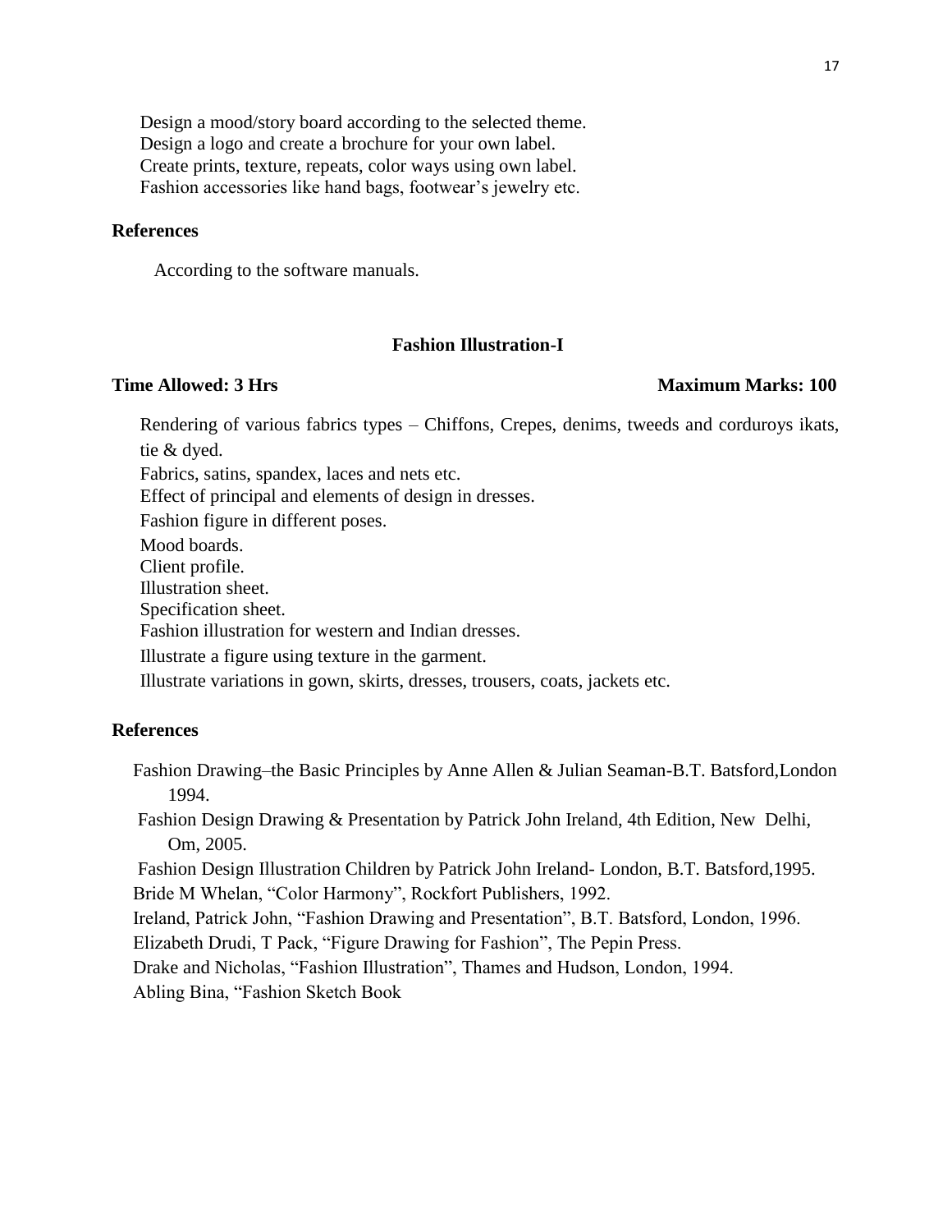Design a mood/story board according to the selected theme.
Design a logo and create a brochure for your own label.
Create prints, texture, repeats, color ways using own label.
Fashion accessories like hand bags, footwear's jewelry etc.

**References**

According to the software manuals.

### Fashion Illustration-I

**Time Allowed: 3 Hrs** **Maximum Marks: 100**

Rendering of various fabrics types – Chiffons, Crepes, denims, tweeds and corduroys ikats, tie & dyed.
Fabrics, satins, spandex, laces and nets etc.
Effect of principal and elements of design in dresses.
Fashion figure in different poses.
Mood boards.
Client profile.
Illustration sheet.
Specification sheet.
Fashion illustration for western and Indian dresses.
Illustrate a figure using texture in the garment.
Illustrate variations in gown, skirts, dresses, trousers, coats, jackets etc.

**References**

Fashion Drawing–the Basic Principles by Anne Allen & Julian Seaman-B.T. Batsford,London 1994.
Fashion Design Drawing & Presentation by Patrick John Ireland, 4th Edition, New Delhi, Om, 2005.
Fashion Design Illustration Children by Patrick John Ireland- London, B.T. Batsford,1995.
Bride M Whelan, "Color Harmony", Rockfort Publishers, 1992.
Ireland, Patrick John, "Fashion Drawing and Presentation", B.T. Batsford, London, 1996.
Elizabeth Drudi, T Pack, "Figure Drawing for Fashion", The Pepin Press.
Drake and Nicholas, "Fashion Illustration", Thames and Hudson, London, 1994.
Abling Bina, "Fashion Sketch Book